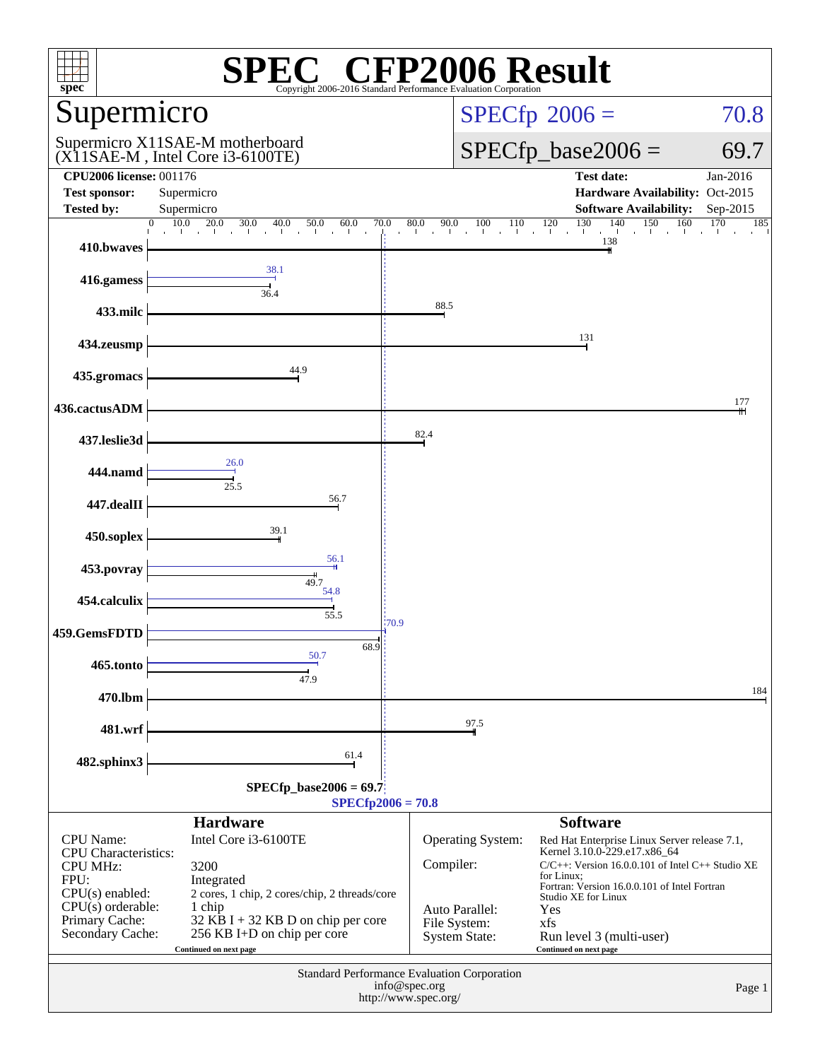# SPEC® CFP2006 Result

Copyright 2006-2016 Standard Performance Evaluation Corporation

## Supermicro

Supermicro X11SAE-M motherboard
(X11SAE-M , Intel Core i3-6100TE)

**SPECfp 2006 = 70.8**

**SPECfp_base2006 = 69.7**

| | | | |
|---|---|---|---|
| **CPU2006 license:** | 001176 | **Test date:** | Jan-2016 |
| **Test sponsor:** | Supermicro | **Hardware Availability:** | Oct-2015 |
| **Tested by:** | Supermicro | **Software Availability:** | Sep-2015 |

| Benchmark | Peak | Base |
|---|---|---|
| 410.bwaves | | 138 |
| 416.gamess | 38.1 | 36.4 |
| 433.milc | | 88.5 |
| 434.zeusmp | | 131 |
| 435.gromacs | | 44.9 |
| 436.cactusADM | | 177 |
| 437.leslie3d | | 82.4 |
| 444.namd | 26.0 | 25.5 |
| 447.dealII | | 56.7 |
| 450.soplex | | 39.1 |
| 453.povray | 56.1 | 49.7 |
| 454.calculix | 54.8 | 55.5 |
| 459.GemsFDTD | 70.9 | 68.9 |
| 465.tonto | 50.7 | 47.9 |
| 470.lbm | | 184 |
| 481.wrf | | 97.5 |
| 482.sphinx3 | | 61.4 |

SPECfp_base2006 = 69.7

SPECfp2006 = 70.8

### Hardware

| | |
|---|---|
| CPU Name: | Intel Core i3-6100TE |
| CPU Characteristics: | |
| CPU MHz: | 3200 |
| FPU: | Integrated |
| CPU(s) enabled: | 2 cores, 1 chip, 2 cores/chip, 2 threads/core |
| CPU(s) orderable: | 1 chip |
| Primary Cache: | 32 KB I + 32 KB D on chip per core |
| Secondary Cache: | 256 KB I+D on chip per core |

Continued on next page

### Software

| | |
|---|---|
| Operating System: | Red Hat Enterprise Linux Server release 7.1, Kernel 3.10.0-229.el7.x86_64 |
| Compiler: | C/C++: Version 16.0.0.101 of Intel C++ Studio XE for Linux; Fortran: Version 16.0.0.101 of Intel Fortran Studio XE for Linux |
| Auto Parallel: | Yes |
| File System: | xfs |
| System State: | Run level 3 (multi-user) |

Continued on next page

Standard Performance Evaluation Corporation
info@spec.org
http://www.spec.org/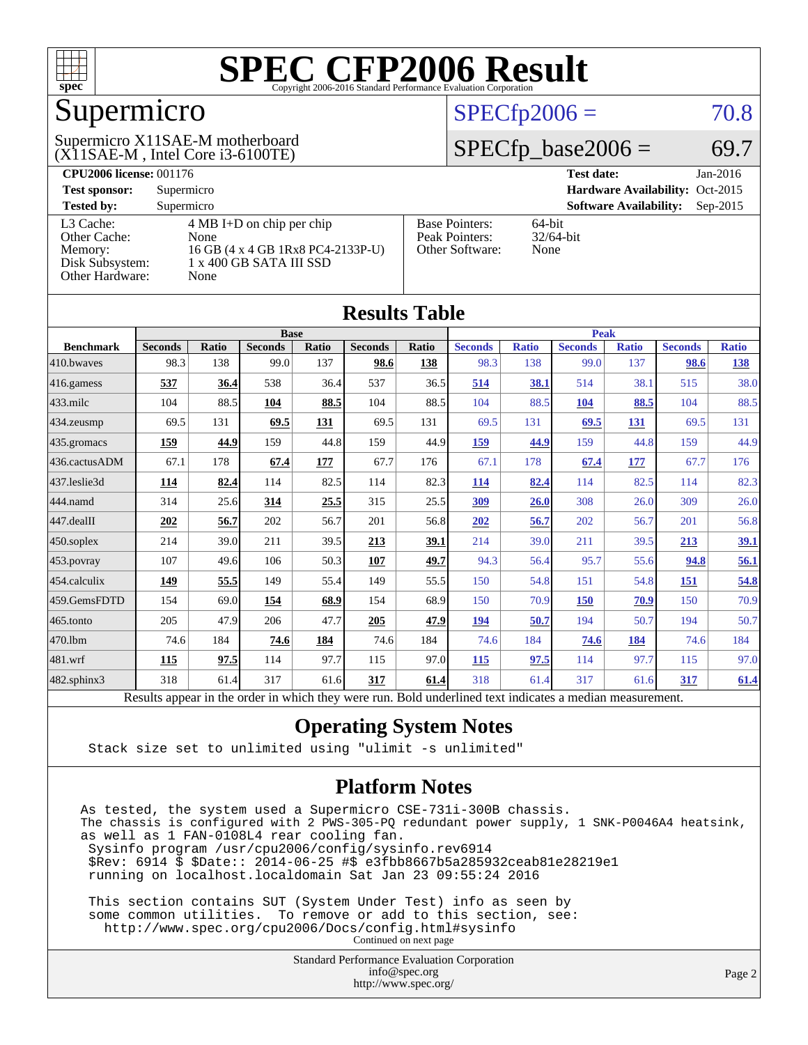# SPEC CFP2006 Result

Copyright 2006-2016 Standard Performance Evaluation Corporation

## Supermicro

Supermicro X11SAE-M motherboard
(X11SAE-M , Intel Core i3-6100TE)

SPECfp2006 = 70.8

SPECfp_base2006 = 69.7

| | | | |
|---|---|---|---|
| **CPU2006 license:** | 001176 | **Test date:** | Jan-2016 |
| **Test sponsor:** | Supermicro | **Hardware Availability:** | Oct-2015 |
| **Tested by:** | Supermicro | **Software Availability:** | Sep-2015 |

| | |
|---|---|
| L3 Cache: | 4 MB I+D on chip per chip |
| Other Cache: | None |
| Memory: | 16 GB (4 x 4 GB 1Rx8 PC4-2133P-U) |
| Disk Subsystem: | 1 x 400 GB SATA III SSD |
| Other Hardware: | None |

| | |
|---|---|
| Base Pointers: | 64-bit |
| Peak Pointers: | 32/64-bit |
| Other Software: | None |

## Results Table

| | Base | | | | | | Peak | | | | | |
|---|---|---|---|---|---|---|---|---|---|---|---|---|
| **Benchmark** | **Seconds** | **Ratio** | **Seconds** | **Ratio** | **Seconds** | **Ratio** | **Seconds** | **Ratio** | **Seconds** | **Ratio** | **Seconds** | **Ratio** |
| 410.bwaves | 98.3 | 138 | 99.0 | 137 | **98.6** | **138** | 98.3 | 138 | 99.0 | 137 | **98.6** | **138** |
| 416.gamess | **537** | **36.4** | 538 | 36.4 | 537 | 36.5 | **514** | **38.1** | 514 | 38.1 | 515 | 38.0 |
| 433.milc | 104 | 88.5 | **104** | **88.5** | 104 | 88.5 | 104 | 88.5 | **104** | **88.5** | 104 | 88.5 |
| 434.zeusmp | 69.5 | 131 | **69.5** | **131** | 69.5 | 131 | 69.5 | 131 | **69.5** | **131** | 69.5 | 131 |
| 435.gromacs | **159** | **44.9** | 159 | 44.8 | 159 | 44.9 | **159** | **44.9** | 159 | 44.8 | 159 | 44.9 |
| 436.cactusADM | 67.1 | 178 | **67.4** | **177** | 67.7 | 176 | 67.1 | 178 | **67.4** | **177** | 67.7 | 176 |
| 437.leslie3d | **114** | **82.4** | 114 | 82.5 | 114 | 82.3 | **114** | **82.4** | 114 | 82.5 | 114 | 82.3 |
| 444.namd | 314 | 25.6 | **314** | **25.5** | 315 | 25.5 | **309** | **26.0** | 308 | 26.0 | 309 | 26.0 |
| 447.dealII | **202** | **56.7** | 202 | 56.7 | 201 | 56.8 | **202** | **56.7** | 202 | 56.7 | 201 | 56.8 |
| 450.soplex | 214 | 39.0 | 211 | 39.5 | **213** | **39.1** | 214 | 39.0 | 211 | 39.5 | **213** | **39.1** |
| 453.povray | 107 | 49.6 | 106 | 50.3 | **107** | **49.7** | 94.3 | 56.4 | 95.7 | 55.6 | **94.8** | **56.1** |
| 454.calculix | **149** | **55.5** | 149 | 55.4 | 149 | 55.5 | 150 | 54.8 | 151 | 54.8 | **151** | **54.8** |
| 459.GemsFDTD | 154 | 69.0 | **154** | **68.9** | 154 | 68.9 | 150 | 70.9 | **150** | **70.9** | 150 | 70.9 |
| 465.tonto | 205 | 47.9 | 206 | 47.7 | **205** | **47.9** | **194** | **50.7** | 194 | 50.7 | 194 | 50.7 |
| 470.lbm | 74.6 | 184 | **74.6** | **184** | 74.6 | 184 | 74.6 | 184 | **74.6** | **184** | 74.6 | 184 |
| 481.wrf | **115** | **97.5** | 114 | 97.7 | 115 | 97.0 | **115** | **97.5** | 114 | 97.7 | 115 | 97.0 |
| 482.sphinx3 | 318 | 61.4 | 317 | 61.6 | **317** | **61.4** | 318 | 61.4 | 317 | 61.6 | **317** | **61.4** |

Results appear in the order in which they were run. Bold underlined text indicates a median measurement.

## Operating System Notes

```
Stack size set to unlimited using "ulimit -s unlimited"
```

## Platform Notes

```
As tested, the system used a Supermicro CSE-731i-300B chassis.
The chassis is configured with 2 PWS-305-PQ redundant power supply, 1 SNK-P0046A4 heatsink,
as well as 1 FAN-0108L4 rear cooling fan.
 Sysinfo program /usr/cpu2006/config/sysinfo.rev6914
 $Rev: 6914 $ $Date:: 2014-06-25 #$ e3fbb8667b5a285932ceab81e28219e1
 running on localhost.localdomain Sat Jan 23 09:55:24 2016

 This section contains SUT (System Under Test) info as seen by
 some common utilities.  To remove or add to this section, see:
   http://www.spec.org/cpu2006/Docs/config.html#sysinfo
```

Continued on next page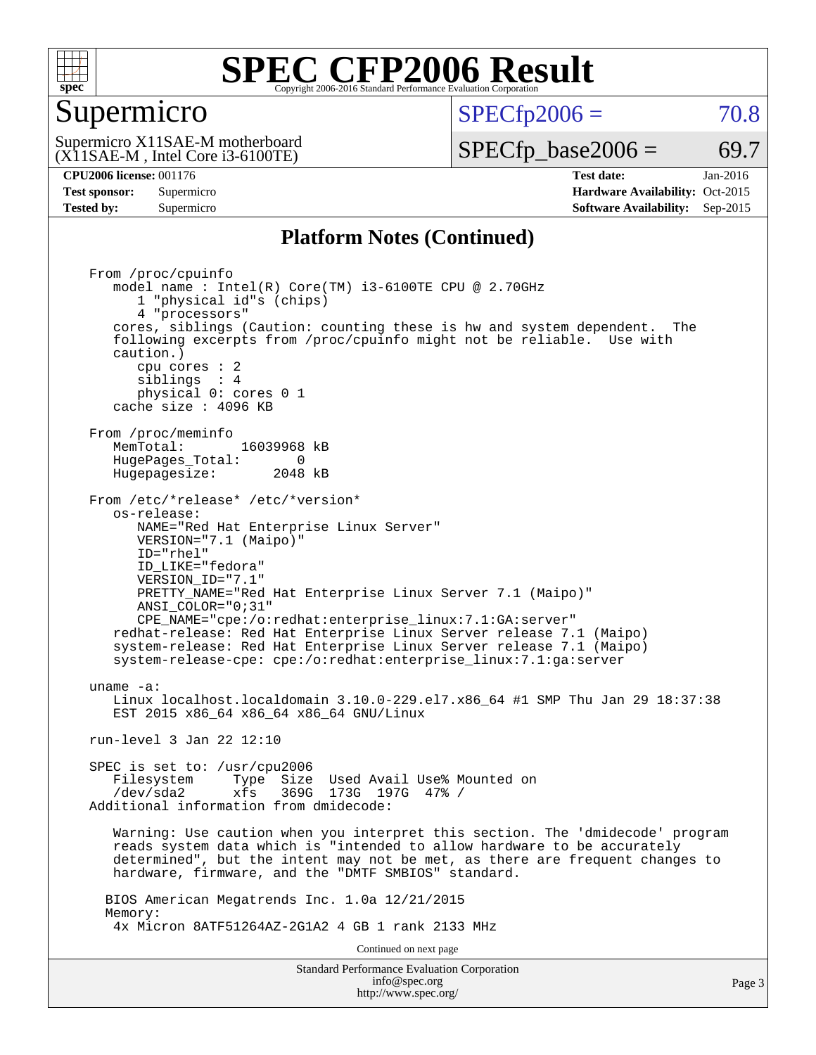# SPEC CFP2006 Result

Copyright 2006-2016 Standard Performance Evaluation Corporation

## Supermicro

Supermicro X11SAE-M motherboard (X11SAE-M , Intel Core i3-6100TE)

SPECfp2006 = 70.8

SPECfp_base2006 = 69.7

**CPU2006 license:** 001176
**Test sponsor:** Supermicro
**Tested by:** Supermicro

**Test date:** Jan-2016
**Hardware Availability:** Oct-2015
**Software Availability:** Sep-2015

### Platform Notes (Continued)

```
From /proc/cpuinfo
   model name : Intel(R) Core(TM) i3-6100TE CPU @ 2.70GHz
      1 "physical id"s (chips)
      4 "processors"
   cores, siblings (Caution: counting these is hw and system dependent.  The
   following excerpts from /proc/cpuinfo might not be reliable.  Use with
   caution.)
      cpu cores : 2
      siblings  : 4
      physical 0: cores 0 1
   cache size : 4096 KB

From /proc/meminfo
   MemTotal:       16039968 kB
   HugePages_Total:       0
   Hugepagesize:       2048 kB

From /etc/*release* /etc/*version*
   os-release:
      NAME="Red Hat Enterprise Linux Server"
      VERSION="7.1 (Maipo)"
      ID="rhel"
      ID_LIKE="fedora"
      VERSION_ID="7.1"
      PRETTY_NAME="Red Hat Enterprise Linux Server 7.1 (Maipo)"
      ANSI_COLOR="0;31"
      CPE_NAME="cpe:/o:redhat:enterprise_linux:7.1:GA:server"
   redhat-release: Red Hat Enterprise Linux Server release 7.1 (Maipo)
   system-release: Red Hat Enterprise Linux Server release 7.1 (Maipo)
   system-release-cpe: cpe:/o:redhat:enterprise_linux:7.1:ga:server

uname -a:
   Linux localhost.localdomain 3.10.0-229.el7.x86_64 #1 SMP Thu Jan 29 18:37:38
   EST 2015 x86_64 x86_64 x86_64 GNU/Linux

run-level 3 Jan 22 12:10

SPEC is set to: /usr/cpu2006
   Filesystem     Type  Size  Used Avail Use% Mounted on
   /dev/sda2      xfs   369G  173G  197G  47% /
Additional information from dmidecode:

   Warning: Use caution when you interpret this section. The 'dmidecode' program
   reads system data which is "intended to allow hardware to be accurately
   determined", but the intent may not be met, as there are frequent changes to
   hardware, firmware, and the "DMTF SMBIOS" standard.

  BIOS American Megatrends Inc. 1.0a 12/21/2015
  Memory:
   4x Micron 8ATF51264AZ-2G1A2 4 GB 1 rank 2133 MHz
```

Continued on next page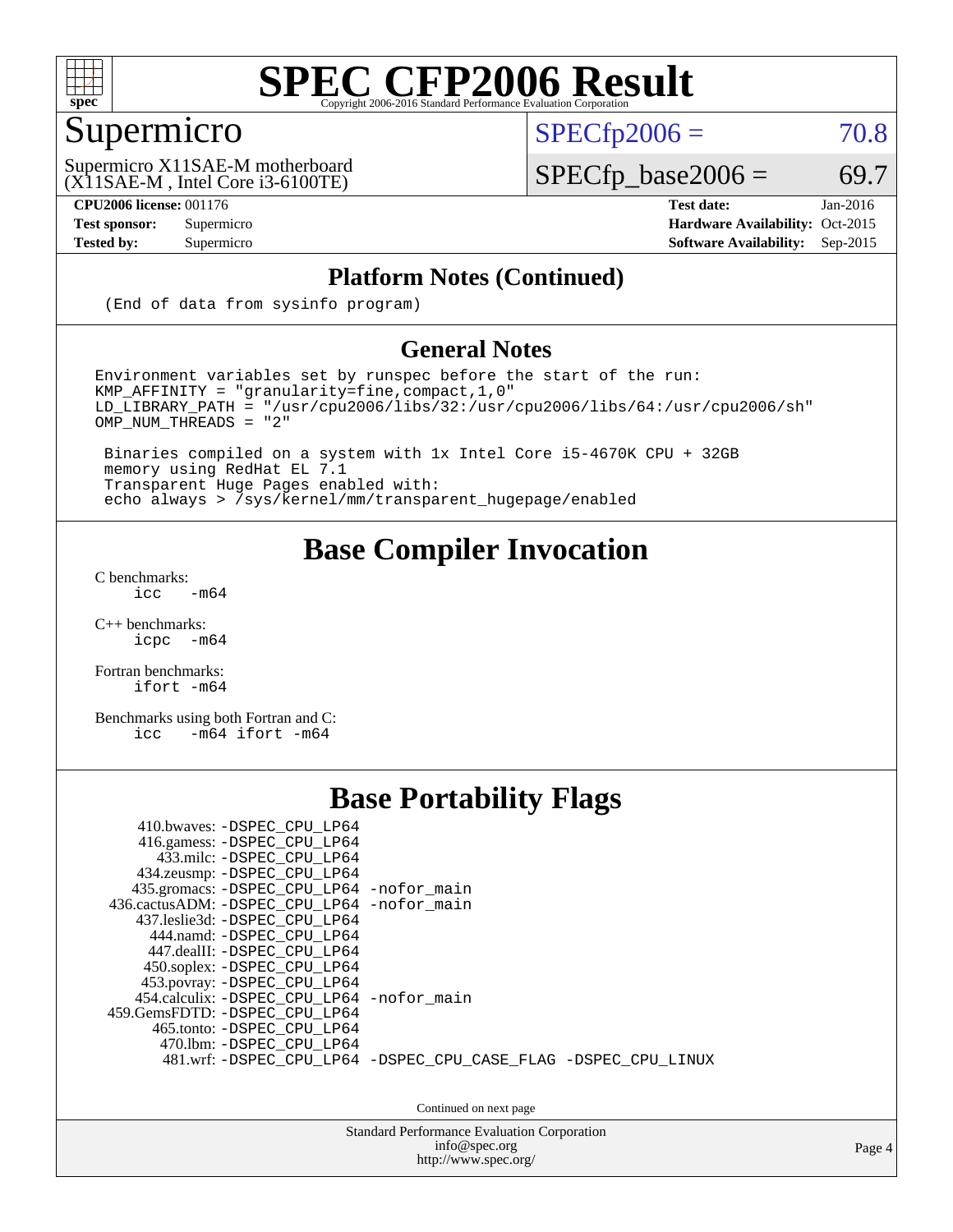# SPEC CFP2006 Result

## Supermicro

Supermicro X11SAE-M motherboard
(X11SAE-M , Intel Core i3-6100TE)

SPECfp2006 = 70.8

SPECfp_base2006 = 69.7

**CPU2006 license:** 001176
**Test sponsor:** Supermicro
**Tested by:** Supermicro

**Test date:** Jan-2016
**Hardware Availability:** Oct-2015
**Software Availability:** Sep-2015

### Platform Notes (Continued)

```
(End of data from sysinfo program)
```

### General Notes

```
Environment variables set by runspec before the start of the run:
KMP_AFFINITY = "granularity=fine,compact,1,0"
LD_LIBRARY_PATH = "/usr/cpu2006/libs/32:/usr/cpu2006/libs/64:/usr/cpu2006/sh"
OMP_NUM_THREADS = "2"

 Binaries compiled on a system with 1x Intel Core i5-4670K CPU + 32GB
 memory using RedHat EL 7.1
 Transparent Huge Pages enabled with:
 echo always > /sys/kernel/mm/transparent_hugepage/enabled
```

## Base Compiler Invocation

C benchmarks:
```
icc   -m64
```

C++ benchmarks:
```
icpc  -m64
```

Fortran benchmarks:
```
ifort -m64
```

Benchmarks using both Fortran and C:
```
icc   -m64 ifort -m64
```

## Base Portability Flags

```
    410.bwaves: -DSPEC_CPU_LP64
   416.gamess: -DSPEC_CPU_LP64
     433.milc: -DSPEC_CPU_LP64
   434.zeusmp: -DSPEC_CPU_LP64
  435.gromacs: -DSPEC_CPU_LP64 -nofor_main
436.cactusADM: -DSPEC_CPU_LP64 -nofor_main
  437.leslie3d: -DSPEC_CPU_LP64
     444.namd: -DSPEC_CPU_LP64
   447.dealII: -DSPEC_CPU_LP64
   450.soplex: -DSPEC_CPU_LP64
   453.povray: -DSPEC_CPU_LP64
  454.calculix: -DSPEC_CPU_LP64 -nofor_main
459.GemsFDTD: -DSPEC_CPU_LP64
    465.tonto: -DSPEC_CPU_LP64
      470.lbm: -DSPEC_CPU_LP64
      481.wrf: -DSPEC_CPU_LP64 -DSPEC_CPU_CASE_FLAG -DSPEC_CPU_LINUX
```

Continued on next page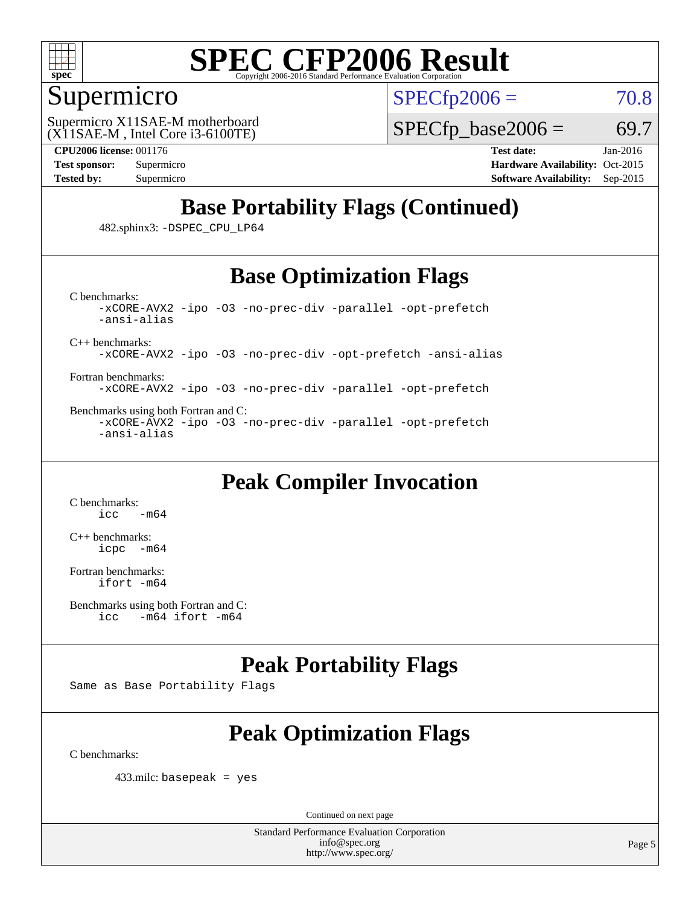# SPEC CFP2006 Result

Copyright 2006-2016 Standard Performance Evaluation Corporation

## Supermicro

Supermicro X11SAE-M motherboard
(X11SAE-M , Intel Core i3-6100TE)

SPECfp2006 = 70.8

SPECfp_base2006 = 69.7

| | | | |
|---|---|---|---|
| **CPU2006 license:** 001176 | | **Test date:** | Jan-2016 |
| **Test sponsor:** | Supermicro | **Hardware Availability:** | Oct-2015 |
| **Tested by:** | Supermicro | **Software Availability:** | Sep-2015 |

## Base Portability Flags (Continued)

482.sphinx3: `-DSPEC_CPU_LP64`

## Base Optimization Flags

C benchmarks:
```
-xCORE-AVX2 -ipo -O3 -no-prec-div -parallel -opt-prefetch
-ansi-alias
```

C++ benchmarks:
```
-xCORE-AVX2 -ipo -O3 -no-prec-div -opt-prefetch -ansi-alias
```

Fortran benchmarks:
```
-xCORE-AVX2 -ipo -O3 -no-prec-div -parallel -opt-prefetch
```

Benchmarks using both Fortran and C:
```
-xCORE-AVX2 -ipo -O3 -no-prec-div -parallel -opt-prefetch
-ansi-alias
```

## Peak Compiler Invocation

C benchmarks:
```
icc   -m64
```

C++ benchmarks:
```
icpc  -m64
```

Fortran benchmarks:
```
ifort -m64
```

Benchmarks using both Fortran and C:
```
icc   -m64 ifort -m64
```

## Peak Portability Flags

Same as Base Portability Flags

## Peak Optimization Flags

C benchmarks:

433.milc: `basepeak = yes`

Continued on next page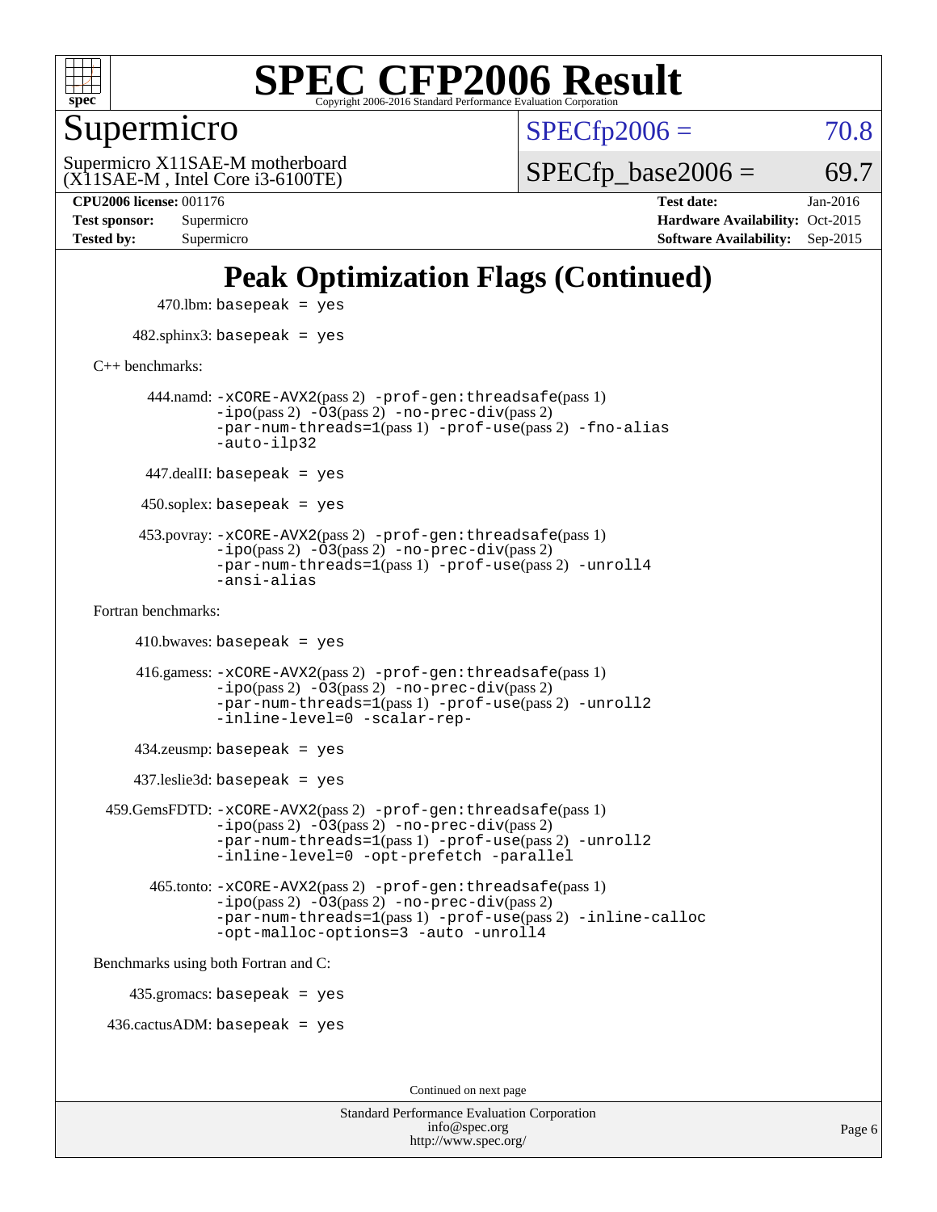# Peak Optimization Flags (Continued)

470.lbm: `basepeak = yes`

482.sphinx3: `basepeak = yes`

C++ benchmarks:

444.namd: `-xCORE-AVX2`(pass 2) `-prof-gen:threadsafe`(pass 1) `-ipo`(pass 2) `-O3`(pass 2) `-no-prec-div`(pass 2) `-par-num-threads=1`(pass 1) `-prof-use`(pass 2) `-fno-alias` `-auto-ilp32`

447.dealII: `basepeak = yes`

450.soplex: `basepeak = yes`

453.povray: `-xCORE-AVX2`(pass 2) `-prof-gen:threadsafe`(pass 1) `-ipo`(pass 2) `-O3`(pass 2) `-no-prec-div`(pass 2) `-par-num-threads=1`(pass 1) `-prof-use`(pass 2) `-unroll4` `-ansi-alias`

Fortran benchmarks:

410.bwaves: `basepeak = yes`

416.gamess: `-xCORE-AVX2`(pass 2) `-prof-gen:threadsafe`(pass 1) `-ipo`(pass 2) `-O3`(pass 2) `-no-prec-div`(pass 2) `-par-num-threads=1`(pass 1) `-prof-use`(pass 2) `-unroll2` `-inline-level=0` `-scalar-rep-`

434.zeusmp: `basepeak = yes`

437.leslie3d: `basepeak = yes`

459.GemsFDTD: `-xCORE-AVX2`(pass 2) `-prof-gen:threadsafe`(pass 1) `-ipo`(pass 2) `-O3`(pass 2) `-no-prec-div`(pass 2) `-par-num-threads=1`(pass 1) `-prof-use`(pass 2) `-unroll2` `-inline-level=0` `-opt-prefetch` `-parallel`

465.tonto: `-xCORE-AVX2`(pass 2) `-prof-gen:threadsafe`(pass 1) `-ipo`(pass 2) `-O3`(pass 2) `-no-prec-div`(pass 2) `-par-num-threads=1`(pass 1) `-prof-use`(pass 2) `-inline-calloc` `-opt-malloc-options=3` `-auto` `-unroll4`

Benchmarks using both Fortran and C:

435.gromacs: `basepeak = yes`

436.cactusADM: `basepeak = yes`

Continued on next page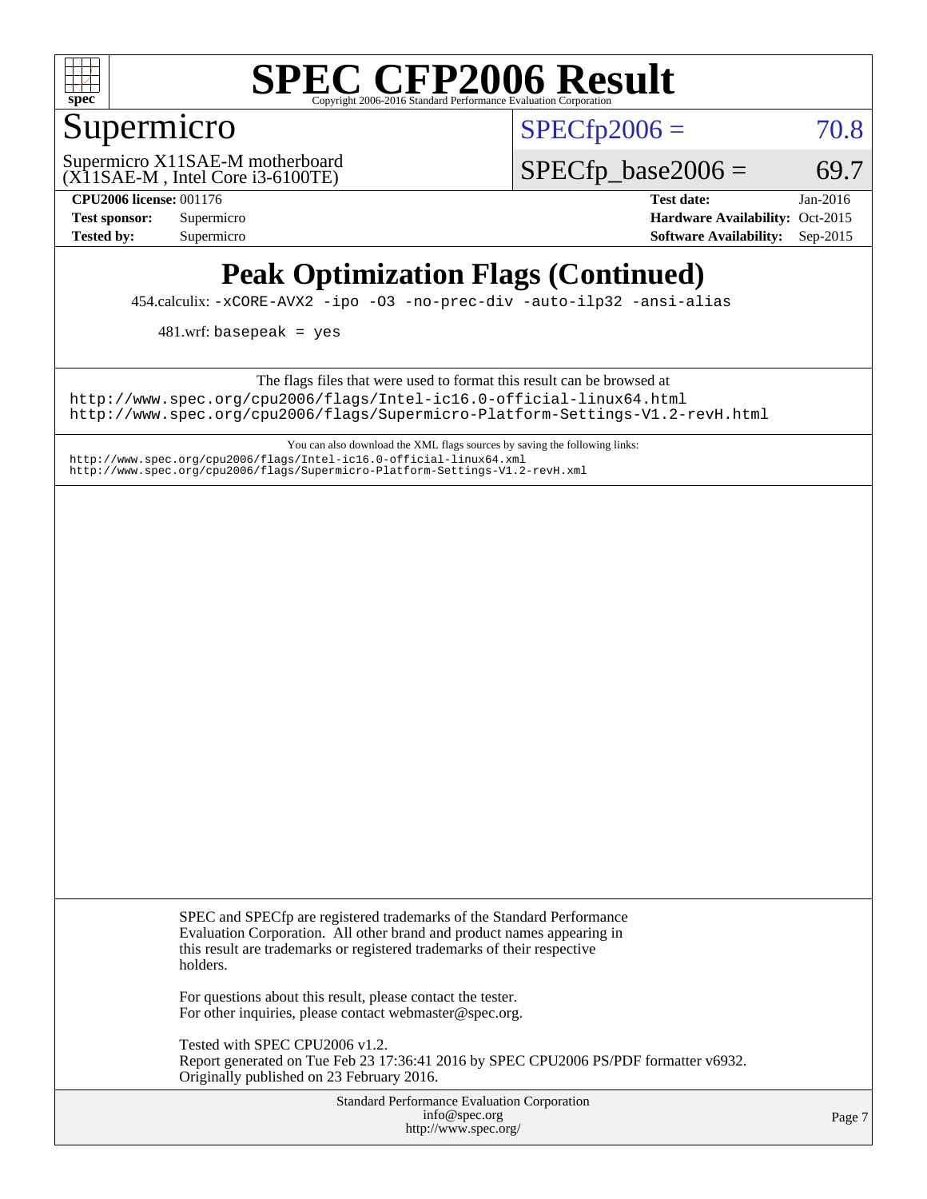# SPEC CFP2006 Result

Copyright 2006-2016 Standard Performance Evaluation Corporation

## Supermicro

Supermicro X11SAE-M motherboard
(X11SAE-M , Intel Core i3-6100TE)

SPECfp2006 = 70.8

SPECfp_base2006 = 69.7

| | | | |
|---|---|---|---|
| **CPU2006 license:** 001176 | | **Test date:** | Jan-2016 |
| **Test sponsor:** | Supermicro | **Hardware Availability:** | Oct-2015 |
| **Tested by:** | Supermicro | **Software Availability:** | Sep-2015 |

## Peak Optimization Flags (Continued)

454.calculix: -xCORE-AVX2 -ipo -O3 -no-prec-div -auto-ilp32 -ansi-alias

481.wrf: basepeak = yes

The flags files that were used to format this result can be browsed at
http://www.spec.org/cpu2006/flags/Intel-ic16.0-official-linux64.html
http://www.spec.org/cpu2006/flags/Supermicro-Platform-Settings-V1.2-revH.html

You can also download the XML flags sources by saving the following links:
http://www.spec.org/cpu2006/flags/Intel-ic16.0-official-linux64.xml
http://www.spec.org/cpu2006/flags/Supermicro-Platform-Settings-V1.2-revH.xml

SPEC and SPECfp are registered trademarks of the Standard Performance Evaluation Corporation. All other brand and product names appearing in this result are trademarks or registered trademarks of their respective holders.

For questions about this result, please contact the tester.
For other inquiries, please contact webmaster@spec.org.

Tested with SPEC CPU2006 v1.2.
Report generated on Tue Feb 23 17:36:41 2016 by SPEC CPU2006 PS/PDF formatter v6932.
Originally published on 23 February 2016.

Standard Performance Evaluation Corporation
info@spec.org
http://www.spec.org/